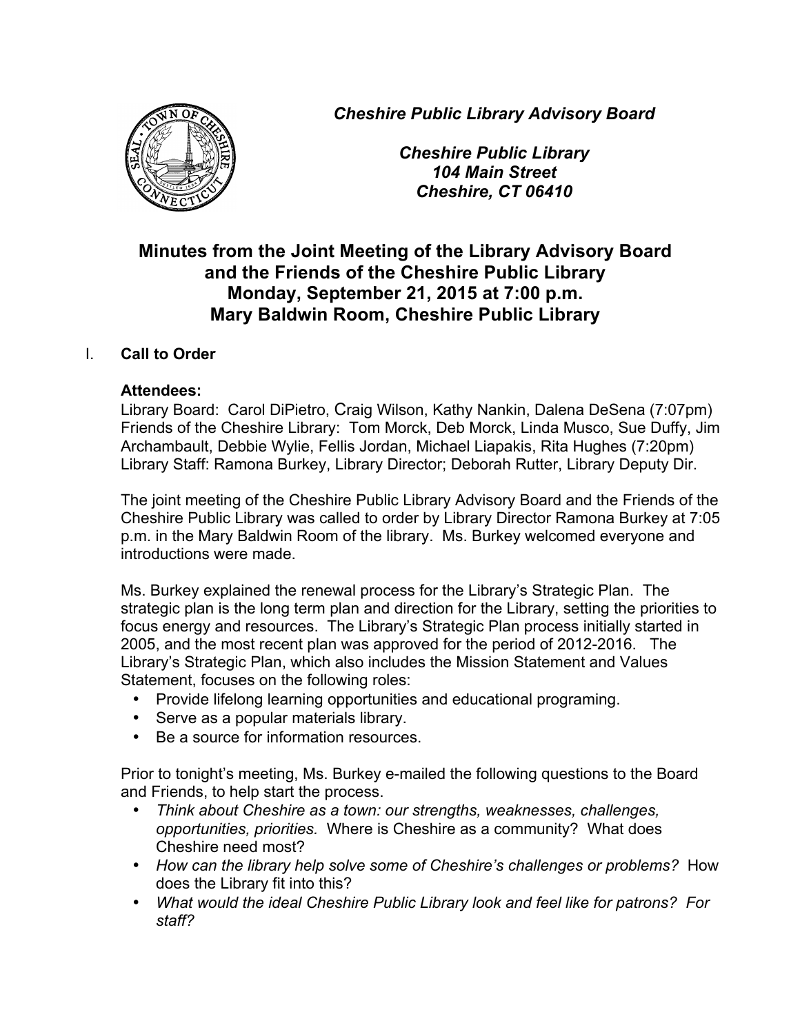*Cheshire Public Library Advisory Board*

*Cheshire Public Library*
*104 Main Street*
*Cheshire, CT 06410*

# Minutes from the Joint Meeting of the Library Advisory Board and the Friends of the Cheshire Public Library
# Monday, September 21, 2015 at 7:00 p.m.
# Mary Baldwin Room, Cheshire Public Library

I. **Call to Order**

**Attendees:**
Library Board: Carol DiPietro, Craig Wilson, Kathy Nankin, Dalena DeSena (7:07pm)
Friends of the Cheshire Library: Tom Morck, Deb Morck, Linda Musco, Sue Duffy, Jim Archambault, Debbie Wylie, Fellis Jordan, Michael Liapakis, Rita Hughes (7:20pm)
Library Staff: Ramona Burkey, Library Director; Deborah Rutter, Library Deputy Dir.

The joint meeting of the Cheshire Public Library Advisory Board and the Friends of the Cheshire Public Library was called to order by Library Director Ramona Burkey at 7:05 p.m. in the Mary Baldwin Room of the library. Ms. Burkey welcomed everyone and introductions were made.

Ms. Burkey explained the renewal process for the Library's Strategic Plan. The strategic plan is the long term plan and direction for the Library, setting the priorities to focus energy and resources. The Library's Strategic Plan process initially started in 2005, and the most recent plan was approved for the period of 2012-2016. The Library's Strategic Plan, which also includes the Mission Statement and Values Statement, focuses on the following roles:

- Provide lifelong learning opportunities and educational programing.
- Serve as a popular materials library.
- Be a source for information resources.

Prior to tonight's meeting, Ms. Burkey e-mailed the following questions to the Board and Friends, to help start the process.

- *Think about Cheshire as a town: our strengths, weaknesses, challenges, opportunities, priorities.* Where is Cheshire as a community? What does Cheshire need most?
- *How can the library help solve some of Cheshire's challenges or problems?* How does the Library fit into this?
- *What would the ideal Cheshire Public Library look and feel like for patrons? For staff?*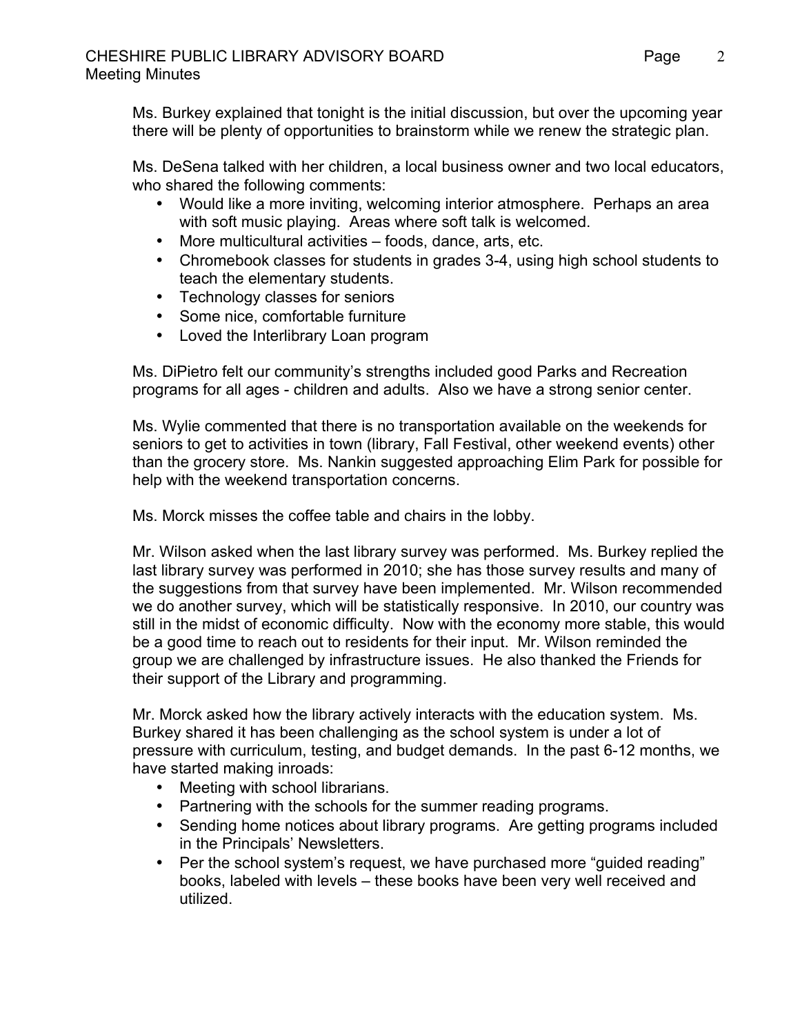Ms. Burkey explained that tonight is the initial discussion, but over the upcoming year there will be plenty of opportunities to brainstorm while we renew the strategic plan.

Ms. DeSena talked with her children, a local business owner and two local educators, who shared the following comments:

- Would like a more inviting, welcoming interior atmosphere. Perhaps an area with soft music playing. Areas where soft talk is welcomed.
- More multicultural activities – foods, dance, arts, etc.
- Chromebook classes for students in grades 3-4, using high school students to teach the elementary students.
- Technology classes for seniors
- Some nice, comfortable furniture
- Loved the Interlibrary Loan program

Ms. DiPietro felt our community's strengths included good Parks and Recreation programs for all ages - children and adults. Also we have a strong senior center.

Ms. Wylie commented that there is no transportation available on the weekends for seniors to get to activities in town (library, Fall Festival, other weekend events) other than the grocery store. Ms. Nankin suggested approaching Elim Park for possible for help with the weekend transportation concerns.

Ms. Morck misses the coffee table and chairs in the lobby.

Mr. Wilson asked when the last library survey was performed. Ms. Burkey replied the last library survey was performed in 2010; she has those survey results and many of the suggestions from that survey have been implemented. Mr. Wilson recommended we do another survey, which will be statistically responsive. In 2010, our country was still in the midst of economic difficulty. Now with the economy more stable, this would be a good time to reach out to residents for their input. Mr. Wilson reminded the group we are challenged by infrastructure issues. He also thanked the Friends for their support of the Library and programming.

Mr. Morck asked how the library actively interacts with the education system. Ms. Burkey shared it has been challenging as the school system is under a lot of pressure with curriculum, testing, and budget demands. In the past 6-12 months, we have started making inroads:

- Meeting with school librarians.
- Partnering with the schools for the summer reading programs.
- Sending home notices about library programs. Are getting programs included in the Principals' Newsletters.
- Per the school system's request, we have purchased more "guided reading" books, labeled with levels – these books have been very well received and utilized.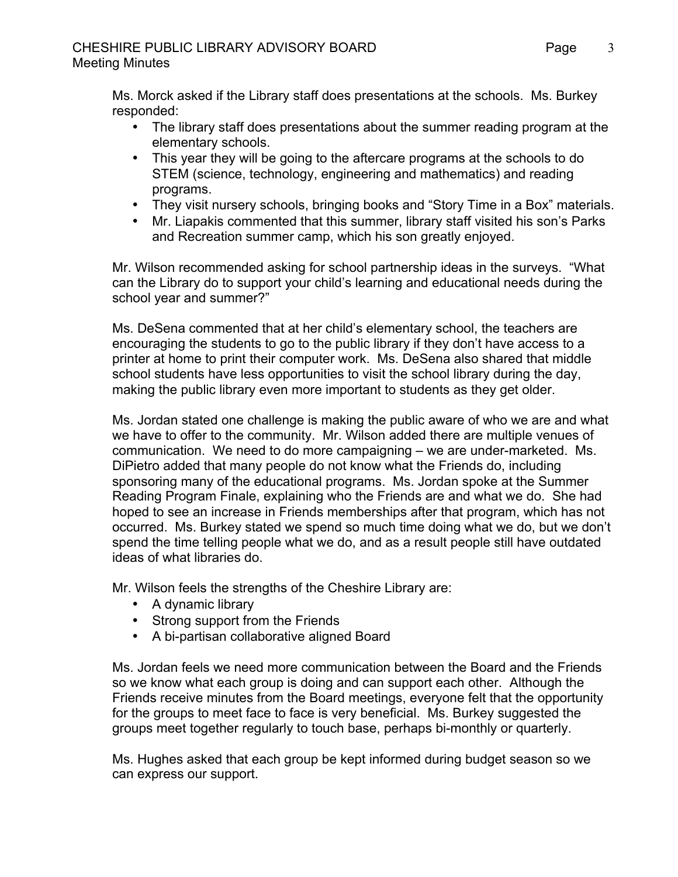Ms. Morck asked if the Library staff does presentations at the schools. Ms. Burkey responded:

- The library staff does presentations about the summer reading program at the elementary schools.
- This year they will be going to the aftercare programs at the schools to do STEM (science, technology, engineering and mathematics) and reading programs.
- They visit nursery schools, bringing books and "Story Time in a Box" materials.
- Mr. Liapakis commented that this summer, library staff visited his son's Parks and Recreation summer camp, which his son greatly enjoyed.

Mr. Wilson recommended asking for school partnership ideas in the surveys. "What can the Library do to support your child's learning and educational needs during the school year and summer?"

Ms. DeSena commented that at her child's elementary school, the teachers are encouraging the students to go to the public library if they don't have access to a printer at home to print their computer work. Ms. DeSena also shared that middle school students have less opportunities to visit the school library during the day, making the public library even more important to students as they get older.

Ms. Jordan stated one challenge is making the public aware of who we are and what we have to offer to the community. Mr. Wilson added there are multiple venues of communication. We need to do more campaigning – we are under-marketed. Ms. DiPietro added that many people do not know what the Friends do, including sponsoring many of the educational programs. Ms. Jordan spoke at the Summer Reading Program Finale, explaining who the Friends are and what we do. She had hoped to see an increase in Friends memberships after that program, which has not occurred. Ms. Burkey stated we spend so much time doing what we do, but we don't spend the time telling people what we do, and as a result people still have outdated ideas of what libraries do.

Mr. Wilson feels the strengths of the Cheshire Library are:

- A dynamic library
- Strong support from the Friends
- A bi-partisan collaborative aligned Board

Ms. Jordan feels we need more communication between the Board and the Friends so we know what each group is doing and can support each other. Although the Friends receive minutes from the Board meetings, everyone felt that the opportunity for the groups to meet face to face is very beneficial. Ms. Burkey suggested the groups meet together regularly to touch base, perhaps bi-monthly or quarterly.

Ms. Hughes asked that each group be kept informed during budget season so we can express our support.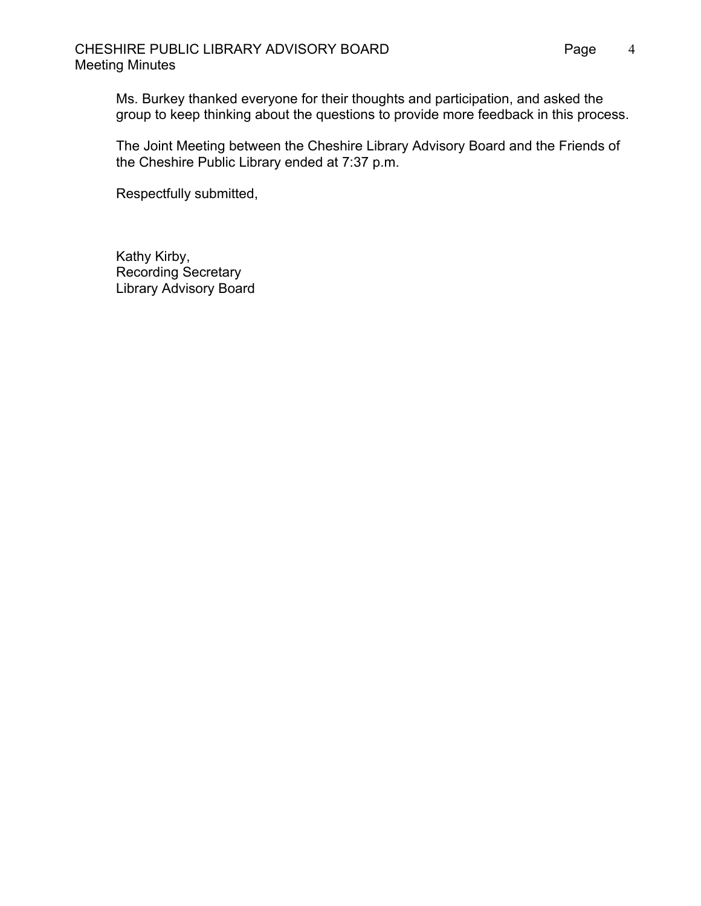Ms. Burkey thanked everyone for their thoughts and participation, and asked the group to keep thinking about the questions to provide more feedback in this process.

The Joint Meeting between the Cheshire Library Advisory Board and the Friends of the Cheshire Public Library ended at 7:37 p.m.

Respectfully submitted,

Kathy Kirby,
Recording Secretary
Library Advisory Board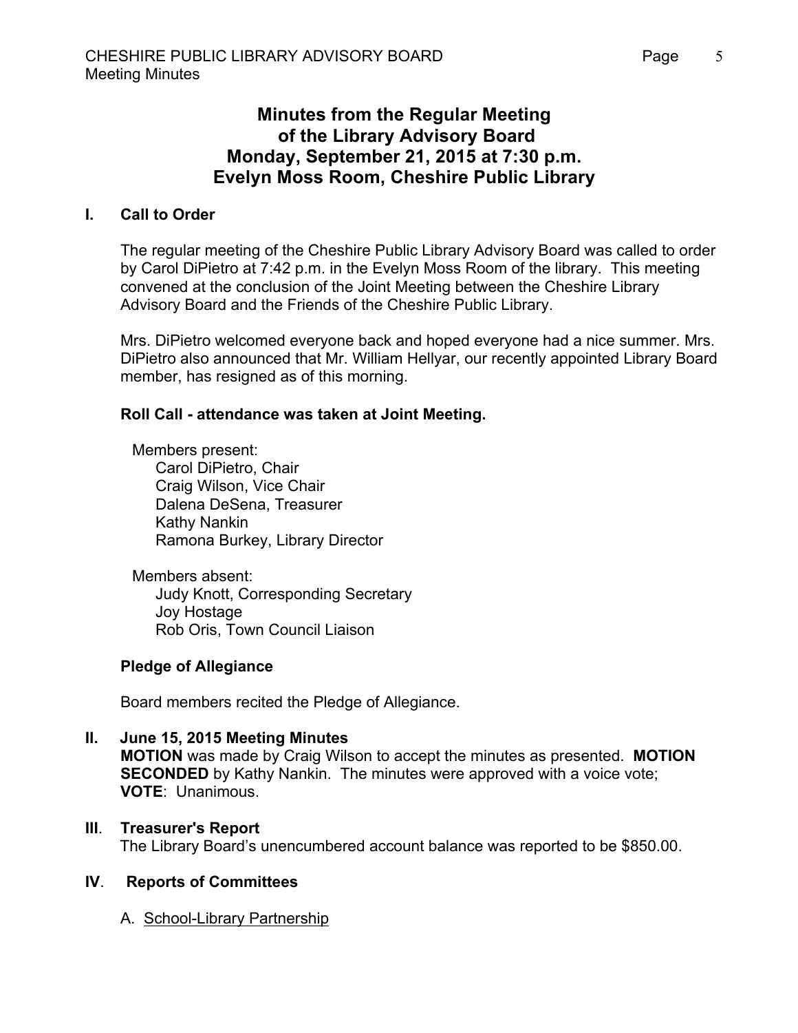# Minutes from the Regular Meeting of the Library Advisory Board Monday, September 21, 2015 at 7:30 p.m. Evelyn Moss Room, Cheshire Public Library

## I. Call to Order

The regular meeting of the Cheshire Public Library Advisory Board was called to order by Carol DiPietro at 7:42 p.m. in the Evelyn Moss Room of the library. This meeting convened at the conclusion of the Joint Meeting between the Cheshire Library Advisory Board and the Friends of the Cheshire Public Library.

Mrs. DiPietro welcomed everyone back and hoped everyone had a nice summer. Mrs. DiPietro also announced that Mr. William Hellyar, our recently appointed Library Board member, has resigned as of this morning.

**Roll Call - attendance was taken at Joint Meeting.**

Members present:
- Carol DiPietro, Chair
- Craig Wilson, Vice Chair
- Dalena DeSena, Treasurer
- Kathy Nankin
- Ramona Burkey, Library Director

Members absent:
- Judy Knott, Corresponding Secretary
- Joy Hostage
- Rob Oris, Town Council Liaison

**Pledge of Allegiance**

Board members recited the Pledge of Allegiance.

## II. June 15, 2015 Meeting Minutes

**MOTION** was made by Craig Wilson to accept the minutes as presented. **MOTION SECONDED** by Kathy Nankin. The minutes were approved with a voice vote; **VOTE**: Unanimous.

## III. Treasurer's Report

The Library Board's unencumbered account balance was reported to be $850.00.

## IV. Reports of Committees

A. <u>School-Library Partnership</u>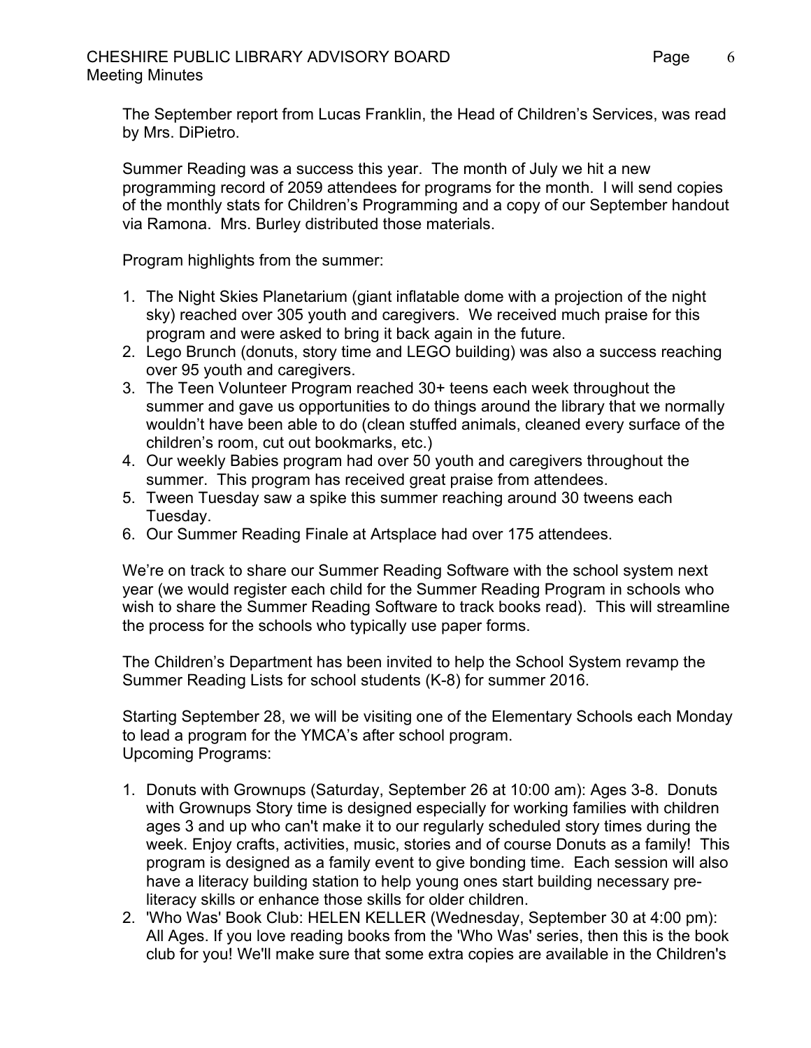The September report from Lucas Franklin, the Head of Children's Services, was read by Mrs. DiPietro.

Summer Reading was a success this year. The month of July we hit a new programming record of 2059 attendees for programs for the month. I will send copies of the monthly stats for Children's Programming and a copy of our September handout via Ramona. Mrs. Burley distributed those materials.

Program highlights from the summer:

1. The Night Skies Planetarium (giant inflatable dome with a projection of the night sky) reached over 305 youth and caregivers. We received much praise for this program and were asked to bring it back again in the future.
2. Lego Brunch (donuts, story time and LEGO building) was also a success reaching over 95 youth and caregivers.
3. The Teen Volunteer Program reached 30+ teens each week throughout the summer and gave us opportunities to do things around the library that we normally wouldn't have been able to do (clean stuffed animals, cleaned every surface of the children's room, cut out bookmarks, etc.)
4. Our weekly Babies program had over 50 youth and caregivers throughout the summer. This program has received great praise from attendees.
5. Tween Tuesday saw a spike this summer reaching around 30 tweens each Tuesday.
6. Our Summer Reading Finale at Artsplace had over 175 attendees.

We're on track to share our Summer Reading Software with the school system next year (we would register each child for the Summer Reading Program in schools who wish to share the Summer Reading Software to track books read). This will streamline the process for the schools who typically use paper forms.

The Children's Department has been invited to help the School System revamp the Summer Reading Lists for school students (K-8) for summer 2016.

Starting September 28, we will be visiting one of the Elementary Schools each Monday to lead a program for the YMCA's after school program.
Upcoming Programs:

1. Donuts with Grownups (Saturday, September 26 at 10:00 am): Ages 3-8. Donuts with Grownups Story time is designed especially for working families with children ages 3 and up who can't make it to our regularly scheduled story times during the week. Enjoy crafts, activities, music, stories and of course Donuts as a family! This program is designed as a family event to give bonding time. Each session will also have a literacy building station to help young ones start building necessary pre-literacy skills or enhance those skills for older children.
2. 'Who Was' Book Club: HELEN KELLER (Wednesday, September 30 at 4:00 pm): All Ages. If you love reading books from the 'Who Was' series, then this is the book club for you! We'll make sure that some extra copies are available in the Children's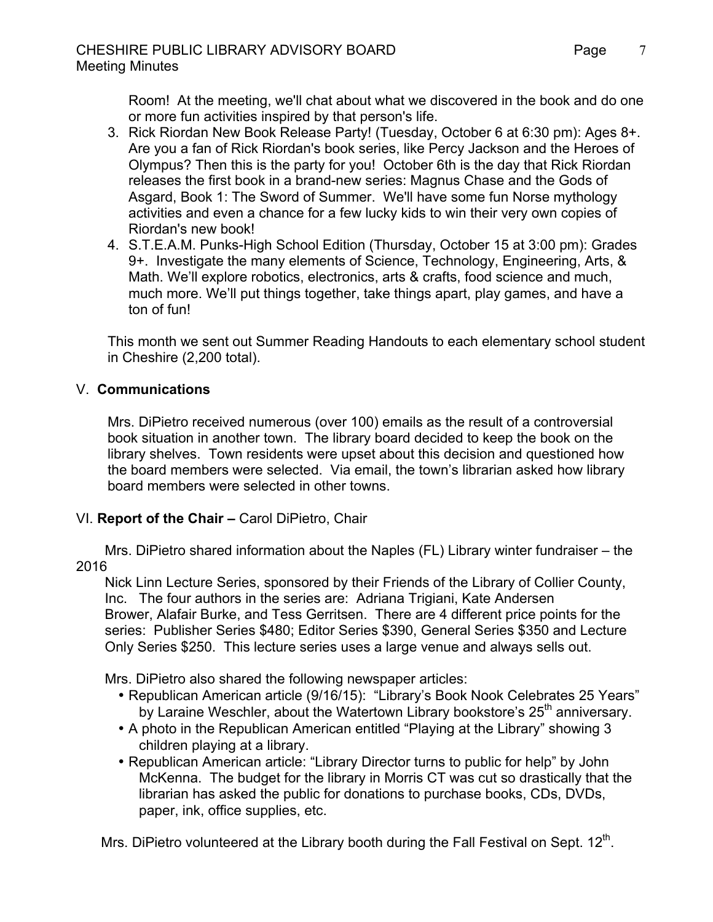Room! At the meeting, we'll chat about what we discovered in the book and do one or more fun activities inspired by that person's life.

3. Rick Riordan New Book Release Party! (Tuesday, October 6 at 6:30 pm): Ages 8+. Are you a fan of Rick Riordan's book series, like Percy Jackson and the Heroes of Olympus? Then this is the party for you! October 6th is the day that Rick Riordan releases the first book in a brand-new series: Magnus Chase and the Gods of Asgard, Book 1: The Sword of Summer. We'll have some fun Norse mythology activities and even a chance for a few lucky kids to win their very own copies of Riordan's new book!
4. S.T.E.A.M. Punks-High School Edition (Thursday, October 15 at 3:00 pm): Grades 9+. Investigate the many elements of Science, Technology, Engineering, Arts, & Math. We'll explore robotics, electronics, arts & crafts, food science and much, much more. We'll put things together, take things apart, play games, and have a ton of fun!

This month we sent out Summer Reading Handouts to each elementary school student in Cheshire (2,200 total).

## V. **Communications**

Mrs. DiPietro received numerous (over 100) emails as the result of a controversial book situation in another town. The library board decided to keep the book on the library shelves. Town residents were upset about this decision and questioned how the board members were selected. Via email, the town's librarian asked how library board members were selected in other towns.

## VI. **Report of the Chair –** Carol DiPietro, Chair

Mrs. DiPietro shared information about the Naples (FL) Library winter fundraiser – the 2016 Nick Linn Lecture Series, sponsored by their Friends of the Library of Collier County, Inc. The four authors in the series are: Adriana Trigiani, Kate Andersen Brower, Alafair Burke, and Tess Gerritsen. There are 4 different price points for the series: Publisher Series $480; Editor Series $390, General Series $350 and Lecture Only Series $250. This lecture series uses a large venue and always sells out.

Mrs. DiPietro also shared the following newspaper articles:

- Republican American article (9/16/15): "Library's Book Nook Celebrates 25 Years" by Laraine Weschler, about the Watertown Library bookstore's 25th anniversary.
- A photo in the Republican American entitled "Playing at the Library" showing 3 children playing at a library.
- Republican American article: "Library Director turns to public for help" by John McKenna. The budget for the library in Morris CT was cut so drastically that the librarian has asked the public for donations to purchase books, CDs, DVDs, paper, ink, office supplies, etc.

Mrs. DiPietro volunteered at the Library booth during the Fall Festival on Sept. 12th.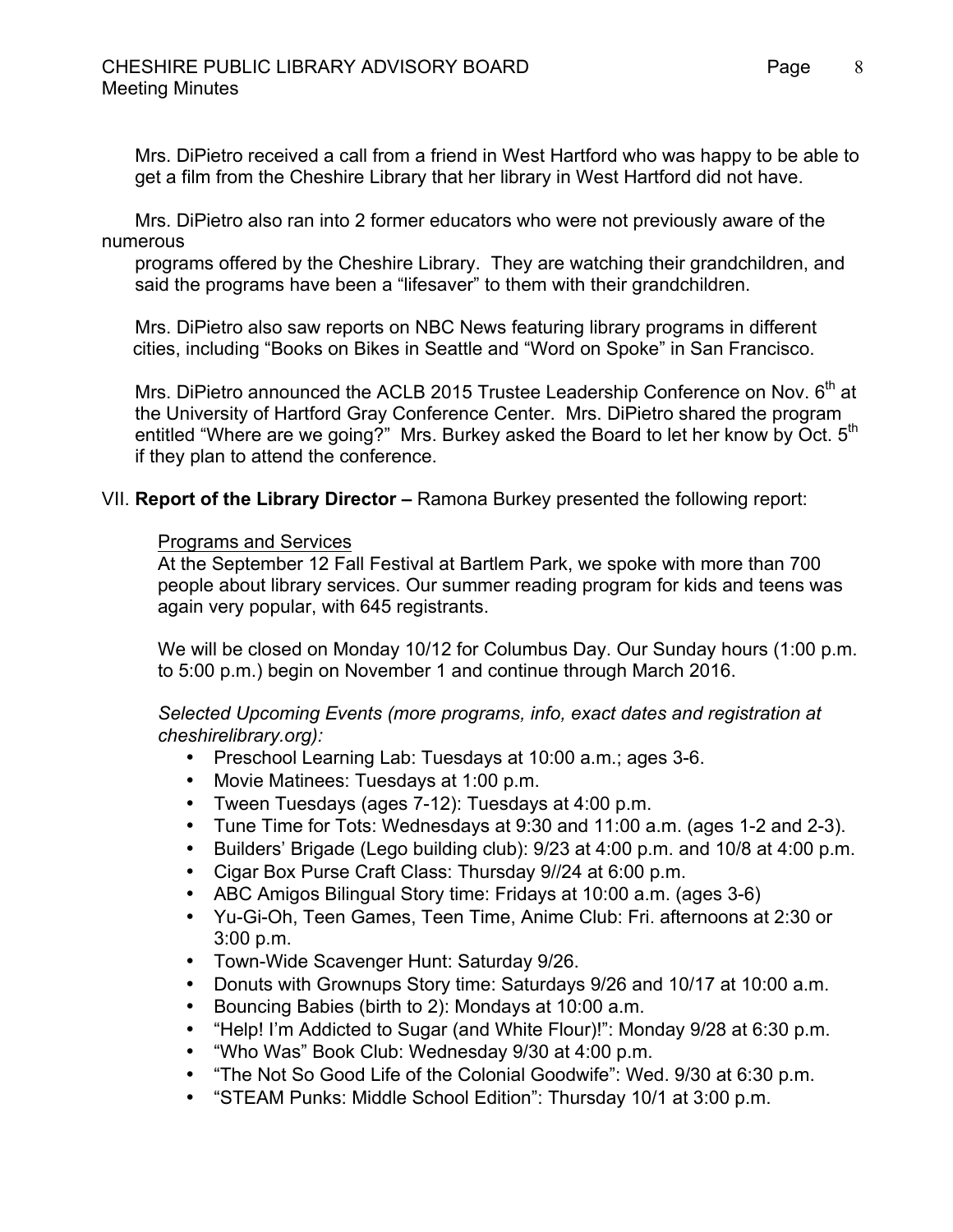Mrs. DiPietro received a call from a friend in West Hartford who was happy to be able to get a film from the Cheshire Library that her library in West Hartford did not have.

Mrs. DiPietro also ran into 2 former educators who were not previously aware of the numerous programs offered by the Cheshire Library. They are watching their grandchildren, and said the programs have been a "lifesaver" to them with their grandchildren.

Mrs. DiPietro also saw reports on NBC News featuring library programs in different cities, including "Books on Bikes in Seattle and "Word on Spoke" in San Francisco.

Mrs. DiPietro announced the ACLB 2015 Trustee Leadership Conference on Nov. 6th at the University of Hartford Gray Conference Center. Mrs. DiPietro shared the program entitled "Where are we going?" Mrs. Burkey asked the Board to let her know by Oct. 5th if they plan to attend the conference.

VII. **Report of the Library Director –** Ramona Burkey presented the following report:

Programs and Services

At the September 12 Fall Festival at Bartlem Park, we spoke with more than 700 people about library services. Our summer reading program for kids and teens was again very popular, with 645 registrants.

We will be closed on Monday 10/12 for Columbus Day. Our Sunday hours (1:00 p.m. to 5:00 p.m.) begin on November 1 and continue through March 2016.

*Selected Upcoming Events (more programs, info, exact dates and registration at cheshirelibrary.org):*

- Preschool Learning Lab: Tuesdays at 10:00 a.m.; ages 3-6.
- Movie Matinees: Tuesdays at 1:00 p.m.
- Tween Tuesdays (ages 7-12): Tuesdays at 4:00 p.m.
- Tune Time for Tots: Wednesdays at 9:30 and 11:00 a.m. (ages 1-2 and 2-3).
- Builders' Brigade (Lego building club): 9/23 at 4:00 p.m. and 10/8 at 4:00 p.m.
- Cigar Box Purse Craft Class: Thursday 9//24 at 6:00 p.m.
- ABC Amigos Bilingual Story time: Fridays at 10:00 a.m. (ages 3-6)
- Yu-Gi-Oh, Teen Games, Teen Time, Anime Club: Fri. afternoons at 2:30 or 3:00 p.m.
- Town-Wide Scavenger Hunt: Saturday 9/26.
- Donuts with Grownups Story time: Saturdays 9/26 and 10/17 at 10:00 a.m.
- Bouncing Babies (birth to 2): Mondays at 10:00 a.m.
- "Help! I'm Addicted to Sugar (and White Flour)!": Monday 9/28 at 6:30 p.m.
- "Who Was" Book Club: Wednesday 9/30 at 4:00 p.m.
- "The Not So Good Life of the Colonial Goodwife": Wed. 9/30 at 6:30 p.m.
- "STEAM Punks: Middle School Edition": Thursday 10/1 at 3:00 p.m.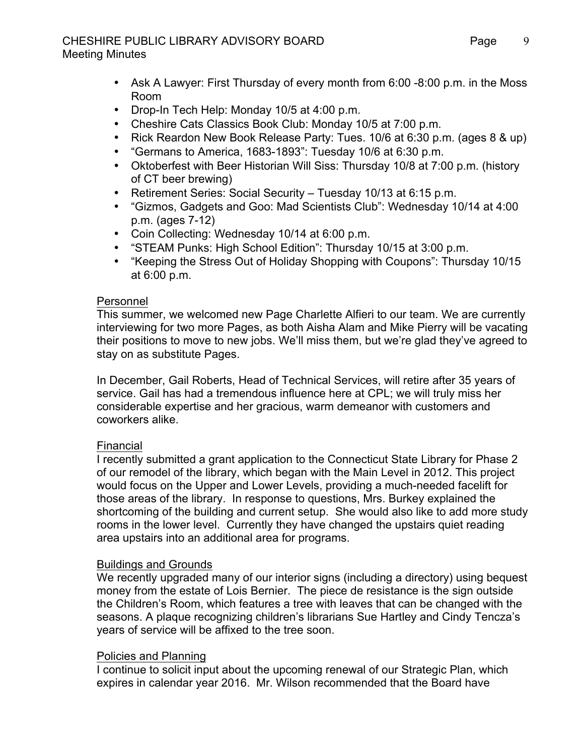- Ask A Lawyer: First Thursday of every month from 6:00 -8:00 p.m. in the Moss Room
- Drop-In Tech Help: Monday 10/5 at 4:00 p.m.
- Cheshire Cats Classics Book Club: Monday 10/5 at 7:00 p.m.
- Rick Reardon New Book Release Party: Tues. 10/6 at 6:30 p.m. (ages 8 & up)
- "Germans to America, 1683-1893": Tuesday 10/6 at 6:30 p.m.
- Oktoberfest with Beer Historian Will Siss: Thursday 10/8 at 7:00 p.m. (history of CT beer brewing)
- Retirement Series: Social Security – Tuesday 10/13 at 6:15 p.m.
- "Gizmos, Gadgets and Goo: Mad Scientists Club": Wednesday 10/14 at 4:00 p.m. (ages 7-12)
- Coin Collecting: Wednesday 10/14 at 6:00 p.m.
- "STEAM Punks: High School Edition": Thursday 10/15 at 3:00 p.m.
- "Keeping the Stress Out of Holiday Shopping with Coupons": Thursday 10/15 at 6:00 p.m.

<u>Personnel</u>

This summer, we welcomed new Page Charlette Alfieri to our team. We are currently interviewing for two more Pages, as both Aisha Alam and Mike Pierry will be vacating their positions to move to new jobs. We'll miss them, but we're glad they've agreed to stay on as substitute Pages.

In December, Gail Roberts, Head of Technical Services, will retire after 35 years of service. Gail has had a tremendous influence here at CPL; we will truly miss her considerable expertise and her gracious, warm demeanor with customers and coworkers alike.

<u>Financial</u>

I recently submitted a grant application to the Connecticut State Library for Phase 2 of our remodel of the library, which began with the Main Level in 2012. This project would focus on the Upper and Lower Levels, providing a much-needed facelift for those areas of the library. In response to questions, Mrs. Burkey explained the shortcoming of the building and current setup. She would also like to add more study rooms in the lower level. Currently they have changed the upstairs quiet reading area upstairs into an additional area for programs.

<u>Buildings and Grounds</u>

We recently upgraded many of our interior signs (including a directory) using bequest money from the estate of Lois Bernier. The piece de resistance is the sign outside the Children's Room, which features a tree with leaves that can be changed with the seasons. A plaque recognizing children's librarians Sue Hartley and Cindy Tencza's years of service will be affixed to the tree soon.

<u>Policies and Planning</u>

I continue to solicit input about the upcoming renewal of our Strategic Plan, which expires in calendar year 2016. Mr. Wilson recommended that the Board have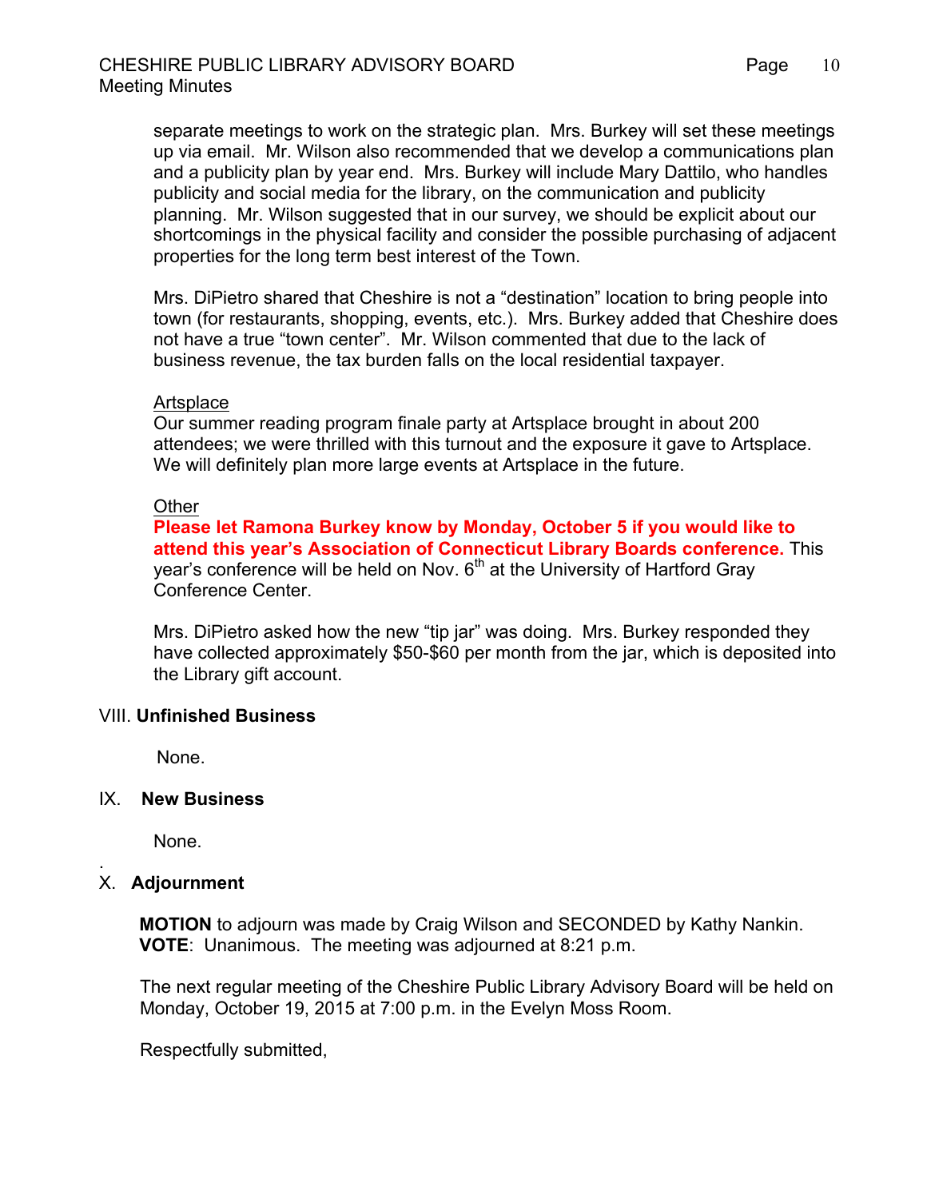separate meetings to work on the strategic plan. Mrs. Burkey will set these meetings up via email. Mr. Wilson also recommended that we develop a communications plan and a publicity plan by year end. Mrs. Burkey will include Mary Dattilo, who handles publicity and social media for the library, on the communication and publicity planning. Mr. Wilson suggested that in our survey, we should be explicit about our shortcomings in the physical facility and consider the possible purchasing of adjacent properties for the long term best interest of the Town.

Mrs. DiPietro shared that Cheshire is not a "destination" location to bring people into town (for restaurants, shopping, events, etc.). Mrs. Burkey added that Cheshire does not have a true "town center". Mr. Wilson commented that due to the lack of business revenue, the tax burden falls on the local residential taxpayer.

Artsplace

Our summer reading program finale party at Artsplace brought in about 200 attendees; we were thrilled with this turnout and the exposure it gave to Artsplace. We will definitely plan more large events at Artsplace in the future.

Other

**Please let Ramona Burkey know by Monday, October 5 if you would like to attend this year's Association of Connecticut Library Boards conference.** This year's conference will be held on Nov. 6th at the University of Hartford Gray Conference Center.

Mrs. DiPietro asked how the new "tip jar" was doing. Mrs. Burkey responded they have collected approximately $50-$60 per month from the jar, which is deposited into the Library gift account.

## VIII. Unfinished Business

None.

## IX. New Business

None.

## X. Adjournment

**MOTION** to adjourn was made by Craig Wilson and SECONDED by Kathy Nankin.
**VOTE**: Unanimous. The meeting was adjourned at 8:21 p.m.

The next regular meeting of the Cheshire Public Library Advisory Board will be held on Monday, October 19, 2015 at 7:00 p.m. in the Evelyn Moss Room.

Respectfully submitted,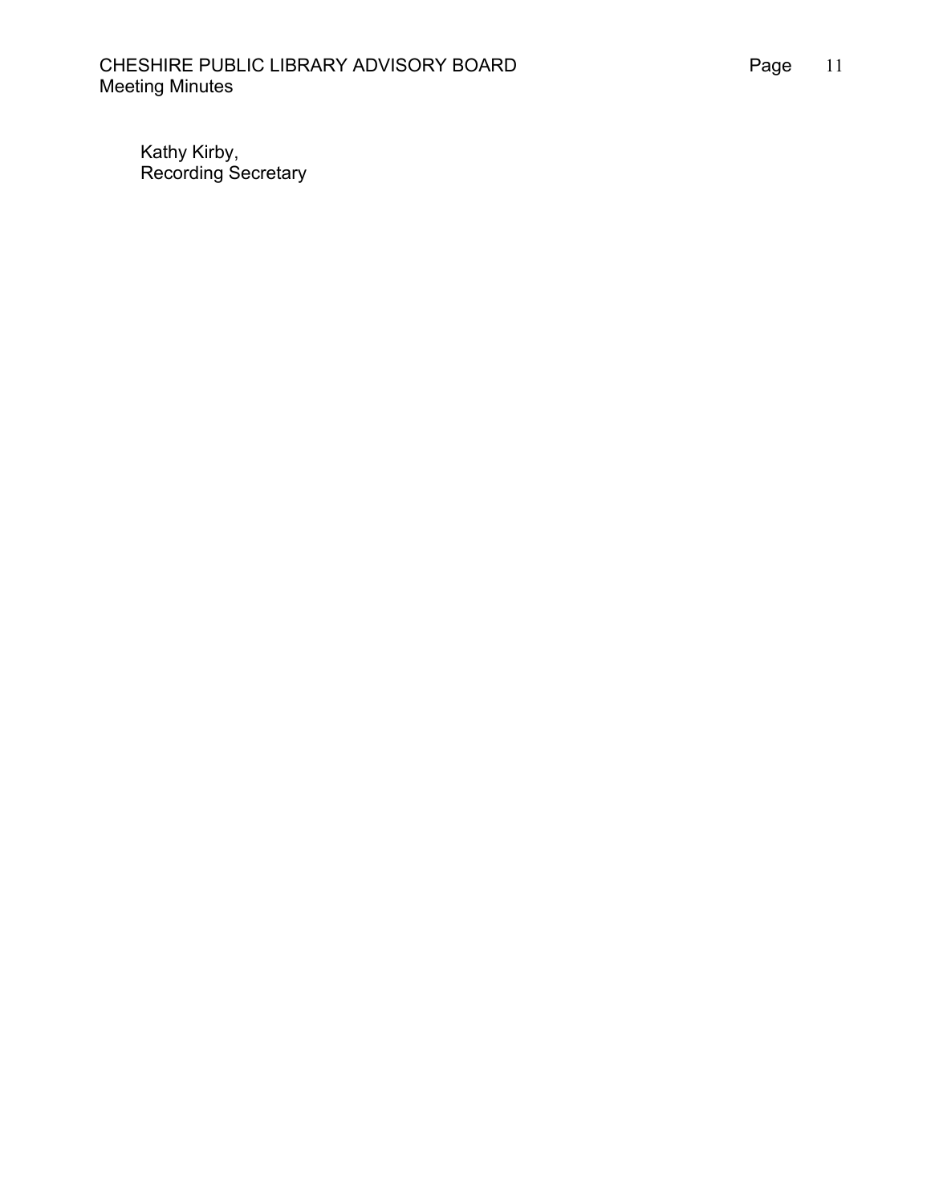Kathy Kirby,
Recording Secretary